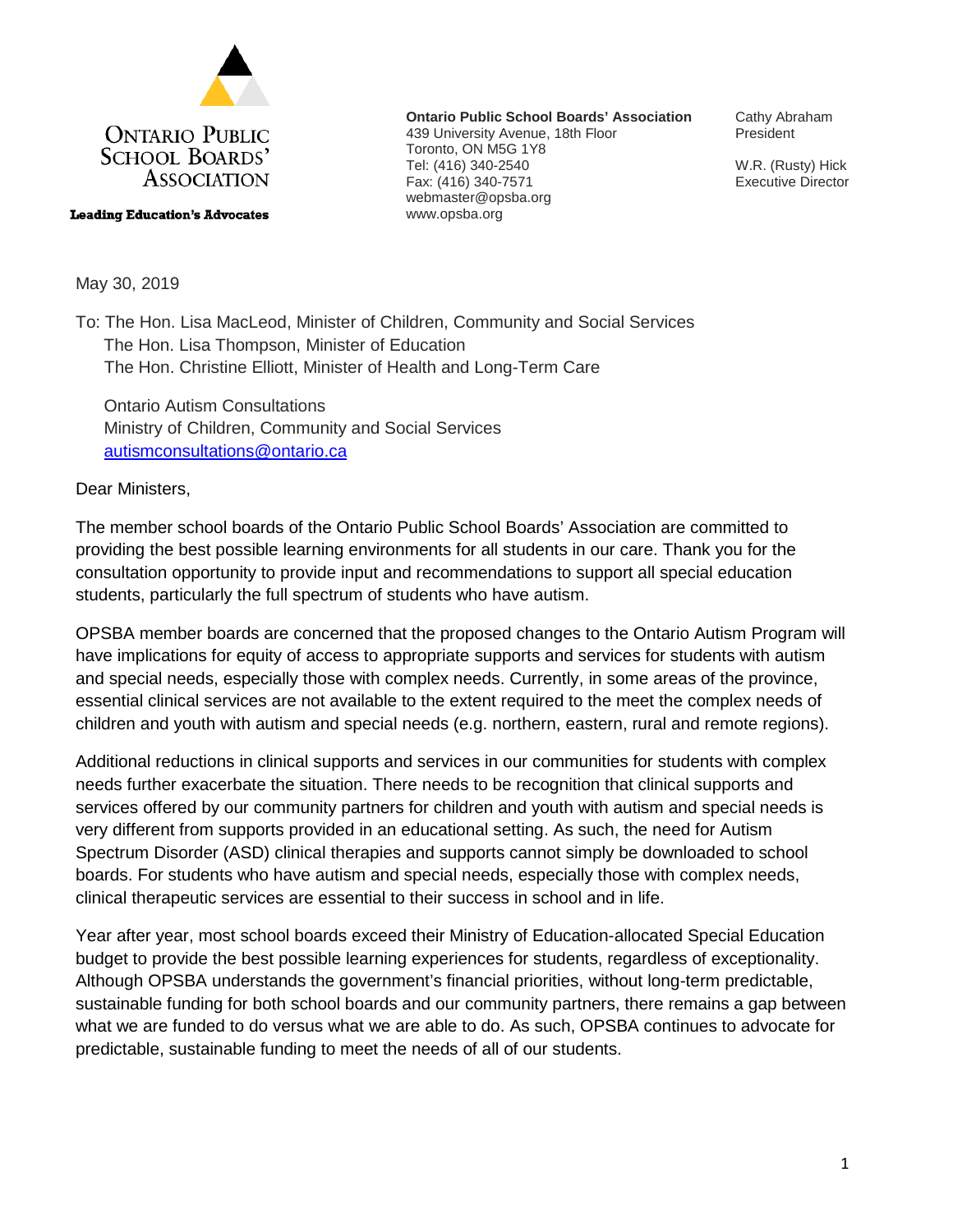**Ontario Public School Boards' Association**

**Leading Education's Advocates**

**Ontario Public School Boards' Association**
439 University Avenue, 18th Floor
Toronto, ON M5G 1Y8
Tel: (416) 340-2540
Fax: (416) 340-7571
webmaster@opsba.org
www.opsba.org

Cathy Abraham
President

W.R. (Rusty) Hick
Executive Director

May 30, 2019

To: The Hon. Lisa MacLeod, Minister of Children, Community and Social Services
The Hon. Lisa Thompson, Minister of Education
The Hon. Christine Elliott, Minister of Health and Long-Term Care

Ontario Autism Consultations
Ministry of Children, Community and Social Services
autismconsultations@ontario.ca

Dear Ministers,

The member school boards of the Ontario Public School Boards' Association are committed to providing the best possible learning environments for all students in our care. Thank you for the consultation opportunity to provide input and recommendations to support all special education students, particularly the full spectrum of students who have autism.

OPSBA member boards are concerned that the proposed changes to the Ontario Autism Program will have implications for equity of access to appropriate supports and services for students with autism and special needs, especially those with complex needs. Currently, in some areas of the province, essential clinical services are not available to the extent required to the meet the complex needs of children and youth with autism and special needs (e.g. northern, eastern, rural and remote regions).

Additional reductions in clinical supports and services in our communities for students with complex needs further exacerbate the situation. There needs to be recognition that clinical supports and services offered by our community partners for children and youth with autism and special needs is very different from supports provided in an educational setting. As such, the need for Autism Spectrum Disorder (ASD) clinical therapies and supports cannot simply be downloaded to school boards. For students who have autism and special needs, especially those with complex needs, clinical therapeutic services are essential to their success in school and in life.

Year after year, most school boards exceed their Ministry of Education-allocated Special Education budget to provide the best possible learning experiences for students, regardless of exceptionality. Although OPSBA understands the government's financial priorities, without long-term predictable, sustainable funding for both school boards and our community partners, there remains a gap between what we are funded to do versus what we are able to do. As such, OPSBA continues to advocate for predictable, sustainable funding to meet the needs of all of our students.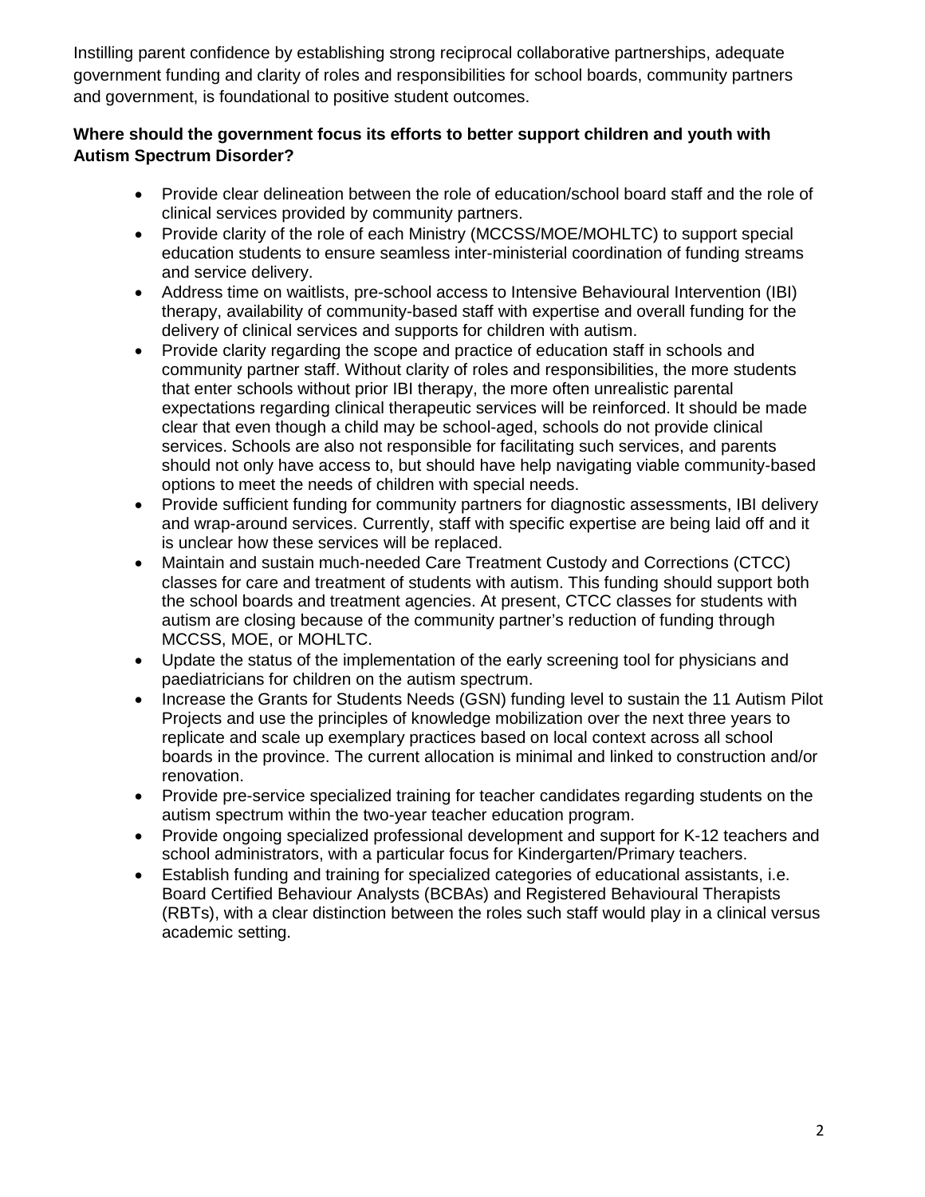Instilling parent confidence by establishing strong reciprocal collaborative partnerships, adequate government funding and clarity of roles and responsibilities for school boards, community partners and government, is foundational to positive student outcomes.

**Where should the government focus its efforts to better support children and youth with Autism Spectrum Disorder?**

- Provide clear delineation between the role of education/school board staff and the role of clinical services provided by community partners.
- Provide clarity of the role of each Ministry (MCCSS/MOE/MOHLTC) to support special education students to ensure seamless inter-ministerial coordination of funding streams and service delivery.
- Address time on waitlists, pre-school access to Intensive Behavioural Intervention (IBI) therapy, availability of community-based staff with expertise and overall funding for the delivery of clinical services and supports for children with autism.
- Provide clarity regarding the scope and practice of education staff in schools and community partner staff. Without clarity of roles and responsibilities, the more students that enter schools without prior IBI therapy, the more often unrealistic parental expectations regarding clinical therapeutic services will be reinforced. It should be made clear that even though a child may be school-aged, schools do not provide clinical services. Schools are also not responsible for facilitating such services, and parents should not only have access to, but should have help navigating viable community-based options to meet the needs of children with special needs.
- Provide sufficient funding for community partners for diagnostic assessments, IBI delivery and wrap-around services. Currently, staff with specific expertise are being laid off and it is unclear how these services will be replaced.
- Maintain and sustain much-needed Care Treatment Custody and Corrections (CTCC) classes for care and treatment of students with autism. This funding should support both the school boards and treatment agencies. At present, CTCC classes for students with autism are closing because of the community partner's reduction of funding through MCCSS, MOE, or MOHLTC.
- Update the status of the implementation of the early screening tool for physicians and paediatricians for children on the autism spectrum.
- Increase the Grants for Students Needs (GSN) funding level to sustain the 11 Autism Pilot Projects and use the principles of knowledge mobilization over the next three years to replicate and scale up exemplary practices based on local context across all school boards in the province. The current allocation is minimal and linked to construction and/or renovation.
- Provide pre-service specialized training for teacher candidates regarding students on the autism spectrum within the two-year teacher education program.
- Provide ongoing specialized professional development and support for K-12 teachers and school administrators, with a particular focus for Kindergarten/Primary teachers.
- Establish funding and training for specialized categories of educational assistants, i.e. Board Certified Behaviour Analysts (BCBAs) and Registered Behavioural Therapists (RBTs), with a clear distinction between the roles such staff would play in a clinical versus academic setting.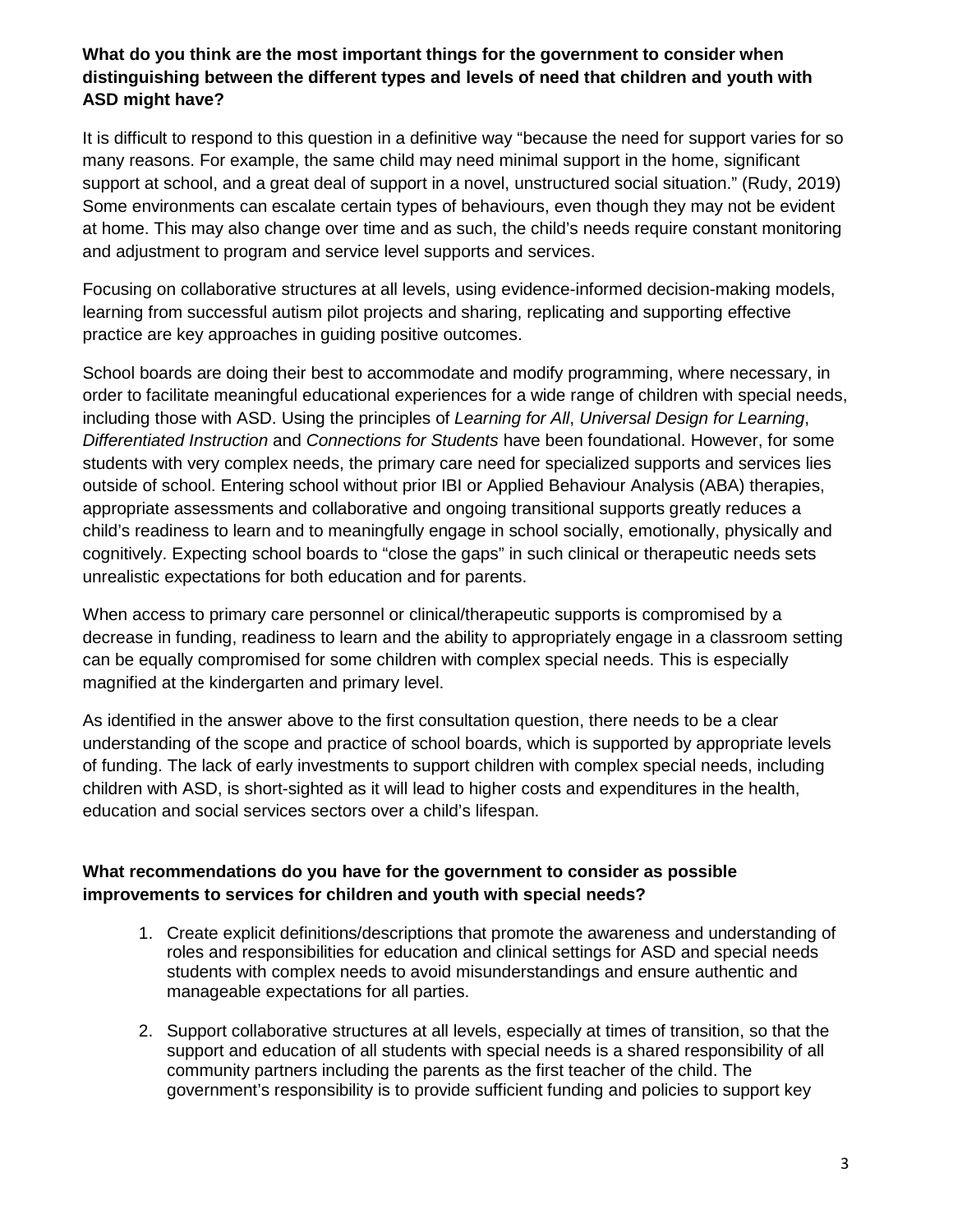**What do you think are the most important things for the government to consider when distinguishing between the different types and levels of need that children and youth with ASD might have?**

It is difficult to respond to this question in a definitive way "because the need for support varies for so many reasons. For example, the same child may need minimal support in the home, significant support at school, and a great deal of support in a novel, unstructured social situation." (Rudy, 2019) Some environments can escalate certain types of behaviours, even though they may not be evident at home. This may also change over time and as such, the child's needs require constant monitoring and adjustment to program and service level supports and services.

Focusing on collaborative structures at all levels, using evidence-informed decision-making models, learning from successful autism pilot projects and sharing, replicating and supporting effective practice are key approaches in guiding positive outcomes.

School boards are doing their best to accommodate and modify programming, where necessary, in order to facilitate meaningful educational experiences for a wide range of children with special needs, including those with ASD. Using the principles of *Learning for All*, *Universal Design for Learning*, *Differentiated Instruction* and *Connections for Students* have been foundational. However, for some students with very complex needs, the primary care need for specialized supports and services lies outside of school. Entering school without prior IBI or Applied Behaviour Analysis (ABA) therapies, appropriate assessments and collaborative and ongoing transitional supports greatly reduces a child's readiness to learn and to meaningfully engage in school socially, emotionally, physically and cognitively. Expecting school boards to "close the gaps" in such clinical or therapeutic needs sets unrealistic expectations for both education and for parents.

When access to primary care personnel or clinical/therapeutic supports is compromised by a decrease in funding, readiness to learn and the ability to appropriately engage in a classroom setting can be equally compromised for some children with complex special needs. This is especially magnified at the kindergarten and primary level.

As identified in the answer above to the first consultation question, there needs to be a clear understanding of the scope and practice of school boards, which is supported by appropriate levels of funding. The lack of early investments to support children with complex special needs, including children with ASD, is short-sighted as it will lead to higher costs and expenditures in the health, education and social services sectors over a child's lifespan.

**What recommendations do you have for the government to consider as possible improvements to services for children and youth with special needs?**

1. Create explicit definitions/descriptions that promote the awareness and understanding of roles and responsibilities for education and clinical settings for ASD and special needs students with complex needs to avoid misunderstandings and ensure authentic and manageable expectations for all parties.

2. Support collaborative structures at all levels, especially at times of transition, so that the support and education of all students with special needs is a shared responsibility of all community partners including the parents as the first teacher of the child. The government's responsibility is to provide sufficient funding and policies to support key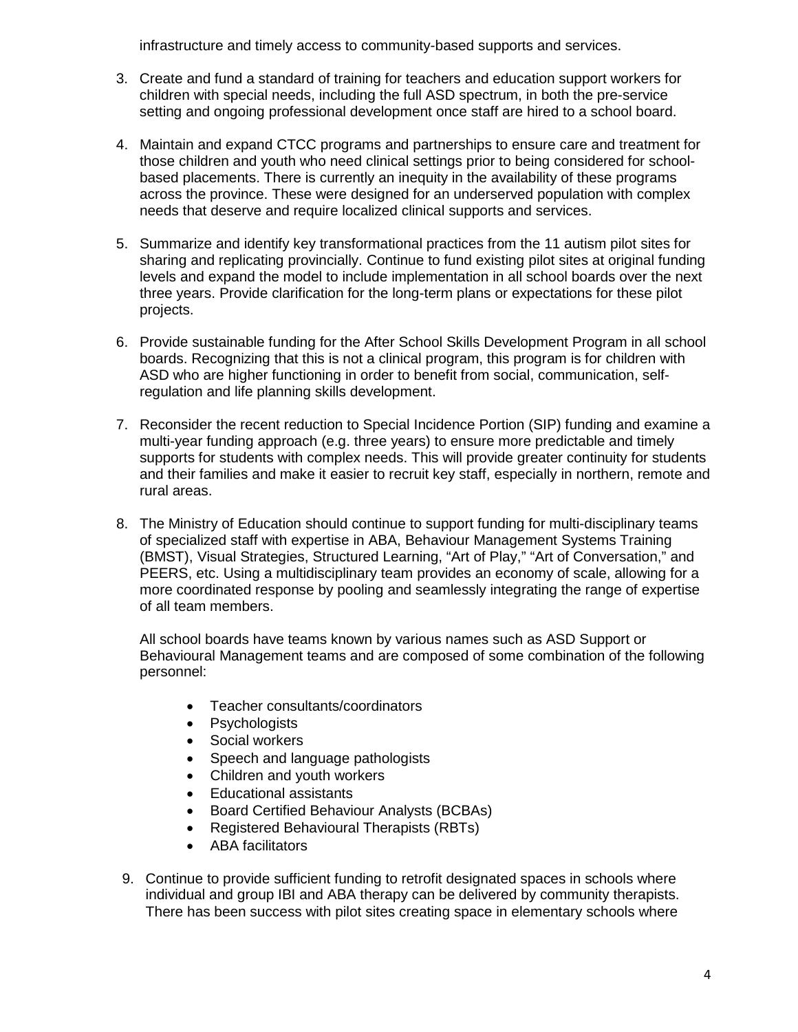infrastructure and timely access to community-based supports and services.

3. Create and fund a standard of training for teachers and education support workers for children with special needs, including the full ASD spectrum, in both the pre-service setting and ongoing professional development once staff are hired to a school board.

4. Maintain and expand CTCC programs and partnerships to ensure care and treatment for those children and youth who need clinical settings prior to being considered for school-based placements. There is currently an inequity in the availability of these programs across the province. These were designed for an underserved population with complex needs that deserve and require localized clinical supports and services.

5. Summarize and identify key transformational practices from the 11 autism pilot sites for sharing and replicating provincially. Continue to fund existing pilot sites at original funding levels and expand the model to include implementation in all school boards over the next three years. Provide clarification for the long-term plans or expectations for these pilot projects.

6. Provide sustainable funding for the After School Skills Development Program in all school boards. Recognizing that this is not a clinical program, this program is for children with ASD who are higher functioning in order to benefit from social, communication, self-regulation and life planning skills development.

7. Reconsider the recent reduction to Special Incidence Portion (SIP) funding and examine a multi-year funding approach (e.g. three years) to ensure more predictable and timely supports for students with complex needs. This will provide greater continuity for students and their families and make it easier to recruit key staff, especially in northern, remote and rural areas.

8. The Ministry of Education should continue to support funding for multi-disciplinary teams of specialized staff with expertise in ABA, Behaviour Management Systems Training (BMST), Visual Strategies, Structured Learning, "Art of Play," "Art of Conversation," and PEERS, etc. Using a multidisciplinary team provides an economy of scale, allowing for a more coordinated response by pooling and seamlessly integrating the range of expertise of all team members.

   All school boards have teams known by various names such as ASD Support or Behavioural Management teams and are composed of some combination of the following personnel:

   - Teacher consultants/coordinators
   - Psychologists
   - Social workers
   - Speech and language pathologists
   - Children and youth workers
   - Educational assistants
   - Board Certified Behaviour Analysts (BCBAs)
   - Registered Behavioural Therapists (RBTs)
   - ABA facilitators

9. Continue to provide sufficient funding to retrofit designated spaces in schools where individual and group IBI and ABA therapy can be delivered by community therapists. There has been success with pilot sites creating space in elementary schools where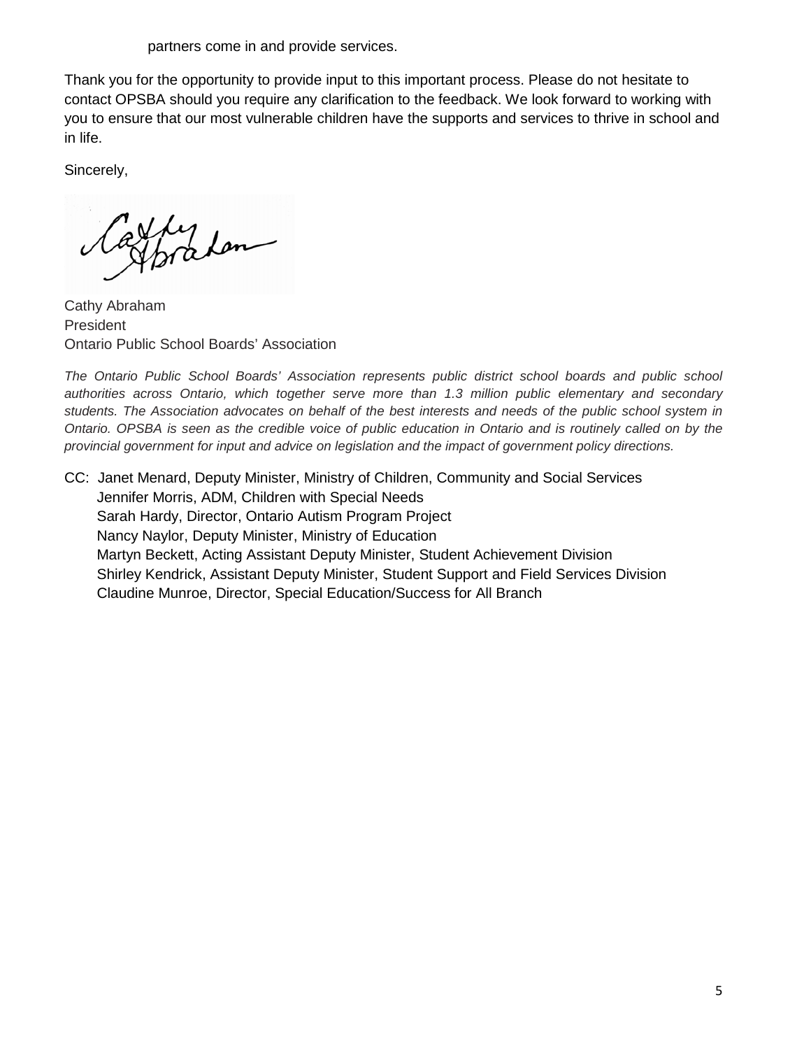partners come in and provide services.

Thank you for the opportunity to provide input to this important process. Please do not hesitate to contact OPSBA should you require any clarification to the feedback. We look forward to working with you to ensure that our most vulnerable children have the supports and services to thrive in school and in life.

Sincerely,

Cathy Abraham
President
Ontario Public School Boards' Association

*The Ontario Public School Boards' Association represents public district school boards and public school authorities across Ontario, which together serve more than 1.3 million public elementary and secondary students. The Association advocates on behalf of the best interests and needs of the public school system in Ontario. OPSBA is seen as the credible voice of public education in Ontario and is routinely called on by the provincial government for input and advice on legislation and the impact of government policy directions.*

CC: Janet Menard, Deputy Minister, Ministry of Children, Community and Social Services
Jennifer Morris, ADM, Children with Special Needs
Sarah Hardy, Director, Ontario Autism Program Project
Nancy Naylor, Deputy Minister, Ministry of Education
Martyn Beckett, Acting Assistant Deputy Minister, Student Achievement Division
Shirley Kendrick, Assistant Deputy Minister, Student Support and Field Services Division
Claudine Munroe, Director, Special Education/Success for All Branch